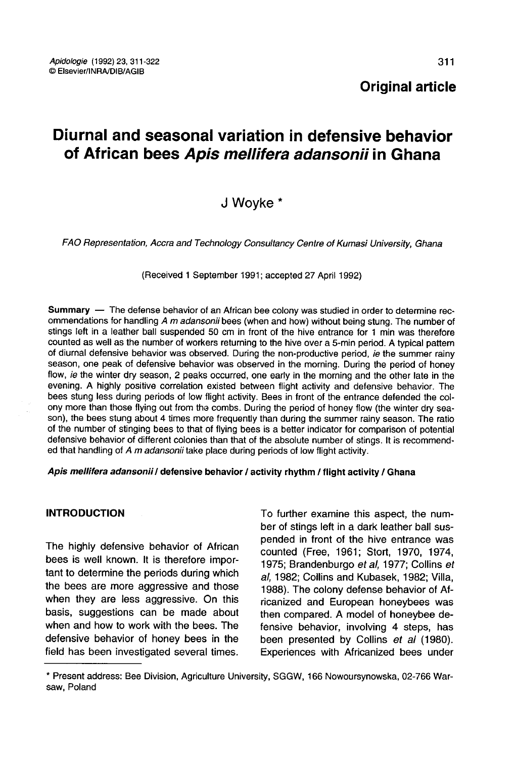Original article

# Diurnal and seasonal variation in defensive behavior of African bees *Apis mellifera adansonii* in Ghana

J Woyke *

*FAO Representation, Accra and Technology Consultancy Centre of Kumasi University, Ghana*

(Received 1 September 1991; accepted 27 April 1992)

**Summary** — The defense behavior of an African bee colony was studied in order to determine recommendations for handling *A m adansonii* bees (when and how) without being stung. The number of stings left in a leather ball suspended 50 cm in front of the hive entrance for 1 min was therefore counted as well as the number of workers returning to the hive over a 5-min period. A typical pattern of diurnal defensive behavior was observed. During the non-productive period, *ie* the summer rainy season, one peak of defensive behavior was observed in the morning. During the period of honey flow, *ie* the winter dry season, 2 peaks occurred, one early in the morning and the other late in the evening. A highly positive correlation existed between flight activity and defensive behavior. The bees stung less during periods of low flight activity. Bees in front of the entrance defended the colony more than those flying out from the combs. During the period of honey flow (the winter dry season), the bees stung about 4 times more frequently than during the summer rainy season. The ratio of the number of stinging bees to that of flying bees is a better indicator for comparison of potential defensive behavior of different colonies than that of the absolute number of stings. It is recommended that handling of *A m adansonii* take place during periods of low flight activity.

***Apis mellifera adansonii* / defensive behavior / activity rhythm / flight activity / Ghana**

## INTRODUCTION

The highly defensive behavior of African bees is well known. It is therefore important to determine the periods during which the bees are more aggressive and those when they are less aggressive. On this basis, suggestions can be made about when and how to work with the bees. The defensive behavior of honey bees in the field has been investigated several times. To further examine this aspect, the number of stings left in a dark leather ball suspended in front of the hive entrance was counted (Free, 1961; Stort, 1970, 1974, 1975; Brandenburgo *et al*, 1977; Collins *et al*, 1982; Collins and Kubasek, 1982; Villa, 1988). The colony defense behavior of Africanized and European honeybees was then compared. A model of honeybee defensive behavior, involving 4 steps, has been presented by Collins *et al* (1980). Experiences with Africanized bees under

---

* Present address: Bee Division, Agriculture University, SGGW, 166 Nowoursynowska, 02-766 Warsaw, Poland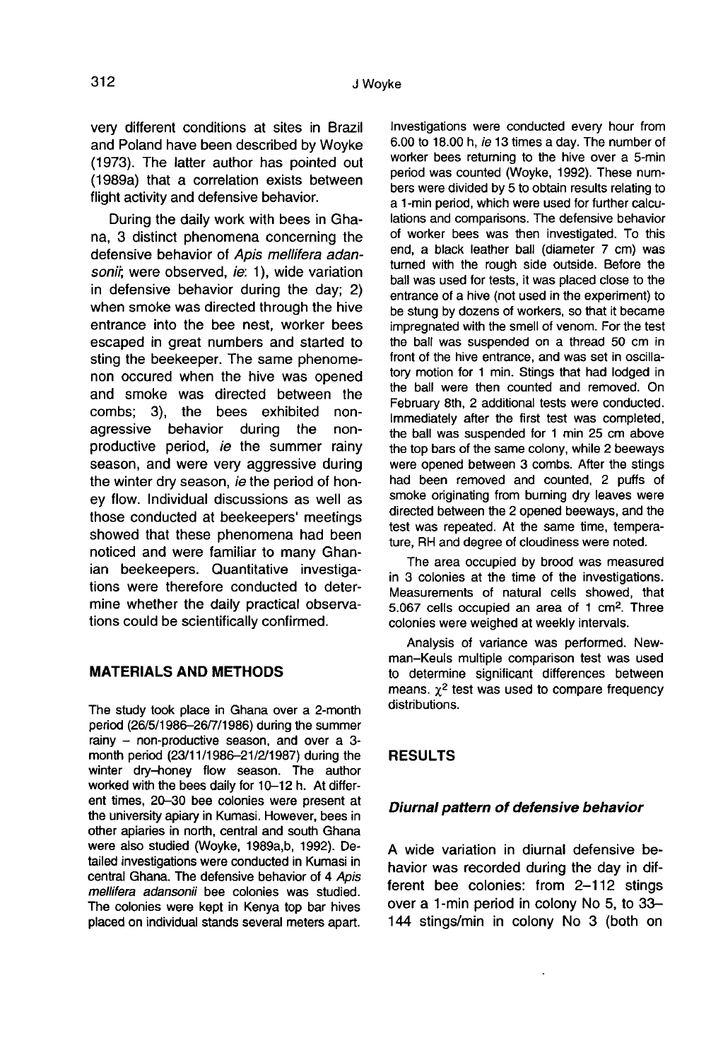very different conditions at sites in Brazil and Poland have been described by Woyke (1973). The latter author has pointed out (1989a) that a correlation exists between flight activity and defensive behavior.

During the daily work with bees in Ghana, 3 distinct phenomena concerning the defensive behavior of *Apis mellifera adansonii*, were observed, *ie*: 1), wide variation in defensive behavior during the day; 2) when smoke was directed through the hive entrance into the bee nest, worker bees escaped in great numbers and started to sting the beekeeper. The same phenomenon occured when the hive was opened and smoke was directed between the combs; 3), the bees exhibited non-agressive behavior during the non-productive period, *ie* the summer rainy season, and were very aggressive during the winter dry season, *ie* the period of honey flow. Individual discussions as well as those conducted at beekeepers' meetings showed that these phenomena had been noticed and were familiar to many Ghanian beekeepers. Quantitative investigations were therefore conducted to determine whether the daily practical observations could be scientifically confirmed.

## MATERIALS AND METHODS

The study took place in Ghana over a 2-month period (26/5/1986–26/7/1986) during the summer rainy – non-productive season, and over a 3-month period (23/11/1986–21/2/1987) during the winter dry–honey flow season. The author worked with the bees daily for 10–12 h. At different times, 20–30 bee colonies were present at the university apiary in Kumasi. However, bees in other apiaries in north, central and south Ghana were also studied (Woyke, 1989a,b, 1992). Detailed investigations were conducted in Kumasi in central Ghana. The defensive behavior of 4 *Apis mellifera adansonii* bee colonies was studied. The colonies were kept in Kenya top bar hives placed on individual stands several meters apart. Investigations were conducted every hour from 6.00 to 18.00 h, *ie* 13 times a day. The number of worker bees returning to the hive over a 5-min period was counted (Woyke, 1992). These numbers were divided by 5 to obtain results relating to a 1-min period, which were used for further calculations and comparisons. The defensive behavior of worker bees was then investigated. To this end, a black leather ball (diameter 7 cm) was turned with the rough side outside. Before the ball was used for tests, it was placed close to the entrance of a hive (not used in the experiment) to be stung by dozens of workers, so that it became impregnated with the smell of venom. For the test the ball was suspended on a thread 50 cm in front of the hive entrance, and was set in oscillatory motion for 1 min. Stings that had lodged in the ball were then counted and removed. On February 8th, 2 additional tests were conducted. Immediately after the first test was completed, the ball was suspended for 1 min 25 cm above the top bars of the same colony, while 2 beeways were opened between 3 combs. After the stings had been removed and counted, 2 puffs of smoke originating from burning dry leaves were directed between the 2 opened beeways, and the test was repeated. At the same time, temperature, RH and degree of cloudiness were noted.

The area occupied by brood was measured in 3 colonies at the time of the investigations. Measurements of natural cells showed, that 5.067 cells occupied an area of 1 cm$^2$. Three colonies were weighed at weekly intervals.

Analysis of variance was performed. Newman–Keuls multiple comparison test was used to determine significant differences between means. $\chi^2$ test was used to compare frequency distributions.

## RESULTS

### *Diurnal pattern of defensive behavior*

A wide variation in diurnal defensive behavior was recorded during the day in different bee colonies: from 2–112 stings over a 1-min period in colony No 5, to 33–144 stings/min in colony No 3 (both on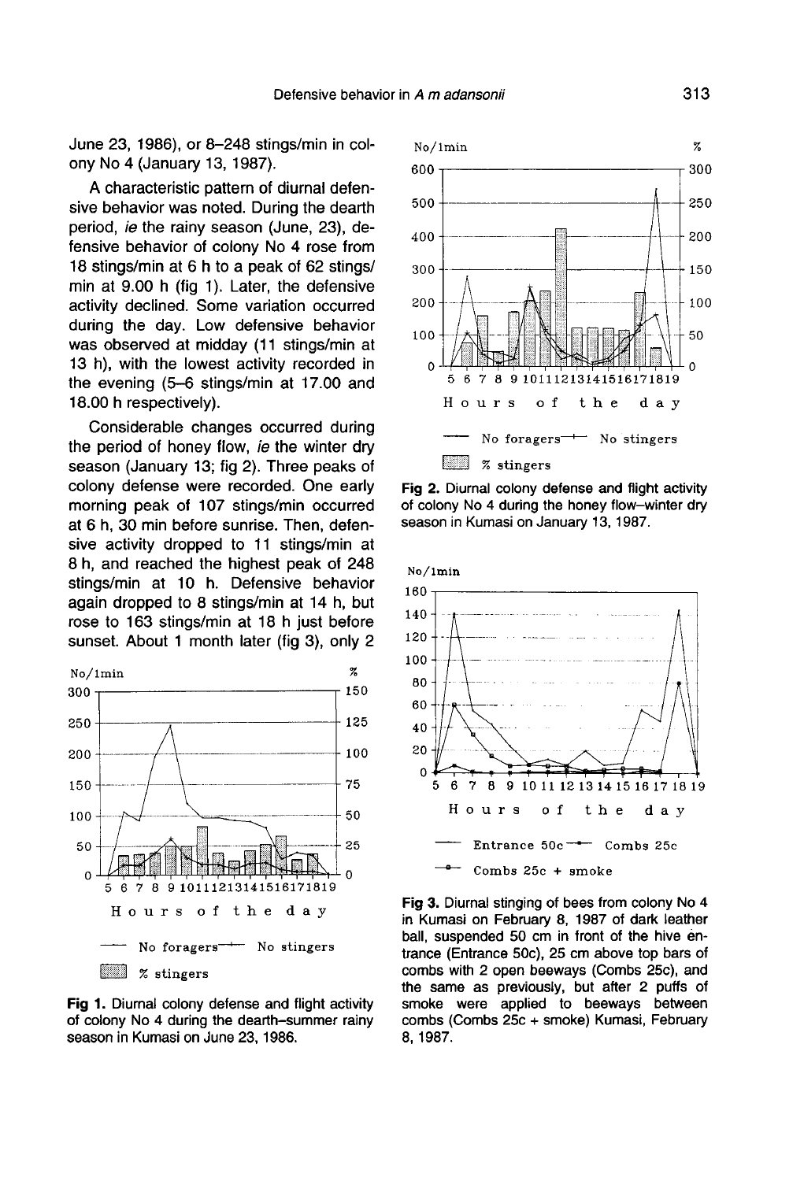June 23, 1986), or 8–248 stings/min in colony No 4 (January 13, 1987).

A characteristic pattern of diurnal defensive behavior was noted. During the dearth period, *ie* the rainy season (June, 23), defensive behavior of colony No 4 rose from 18 stings/min at 6 h to a peak of 62 stings/min at 9.00 h (fig 1). Later, the defensive activity declined. Some variation occurred during the day. Low defensive behavior was observed at midday (11 stings/min at 13 h), with the lowest activity recorded in the evening (5–6 stings/min at 17.00 and 18.00 h respectively).

Considerable changes occurred during the period of honey flow, *ie* the winter dry season (January 13; fig 2). Three peaks of colony defense were recorded. One early morning peak of 107 stings/min occurred at 6 h, 30 min before sunrise. Then, defensive activity dropped to 11 stings/min at 8 h, and reached the highest peak of 248 stings/min at 10 h. Defensive behavior again dropped to 8 stings/min at 14 h, but rose to 163 stings/min at 18 h just before sunset. About 1 month later (fig 3), only 2

**Fig 1.** Diurnal colony defense and flight activity of colony No 4 during the dearth–summer rainy season in Kumasi on June 23, 1986.

**Fig 2.** Diurnal colony defense and flight activity of colony No 4 during the honey flow–winter dry season in Kumasi on January 13, 1987.

**Fig 3.** Diurnal stinging of bees from colony No 4 in Kumasi on February 8, 1987 of dark leather ball, suspended 50 cm in front of the hive entrance (Entrance 50c), 25 cm above top bars of combs with 2 open beeways (Combs 25c), and the same as previously, but after 2 puffs of smoke were applied to beeways between combs (Combs 25c + smoke) Kumasi, February 8, 1987.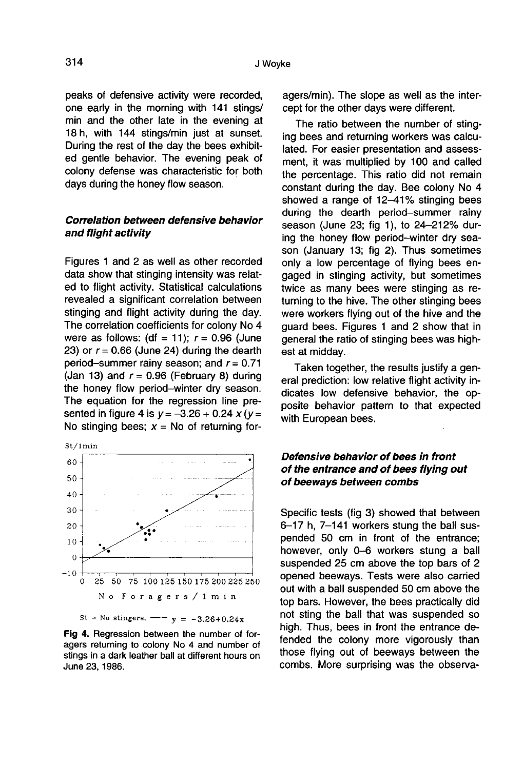peaks of defensive activity were recorded, one early in the morning with 141 stings/min and the other late in the evening at 18 h, with 144 stings/min just at sunset. During the rest of the day the bees exhibited gentle behavior. The evening peak of colony defense was characteristic for both days during the honey flow season.

### *Correlation between defensive behavior and flight activity*

Figures 1 and 2 as well as other recorded data show that stinging intensity was related to flight activity. Statistical calculations revealed a significant correlation between stinging and flight activity during the day. The correlation coefficients for colony No 4 were as follows: (df = 11); $r = 0.96$ (June 23) or $r = 0.66$ (June 24) during the dearth period–summer rainy season; and $r = 0.71$ (Jan 13) and $r = 0.96$ (February 8) during the honey flow period–winter dry season. The equation for the regression line presented in figure 4 is $y = -3.26 + 0.24\,x$ ($y$ = No stinging bees; $x$ = No of returning foragers/min). The slope as well as the intercept for the other days were different.

St = No stingers, —— $y = -3.26 + 0.24x$

**Fig 4.** Regression between the number of foragers returning to colony No 4 and number of stings in a dark leather ball at different hours on June 23, 1986.

The ratio between the number of stinging bees and returning workers was calculated. For easier presentation and assessment, it was multiplied by 100 and called the percentage. This ratio did not remain constant during the day. Bee colony No 4 showed a range of 12–41% stinging bees during the dearth period–summer rainy season (June 23; fig 1), to 24–212% during the honey flow period–winter dry season (January 13; fig 2). Thus sometimes only a low percentage of flying bees engaged in stinging activity, but sometimes twice as many bees were stinging as returning to the hive. The other stinging bees were workers flying out of the hive and the guard bees. Figures 1 and 2 show that in general the ratio of stinging bees was highest at midday.

Taken together, the results justify a general prediction: low relative flight activity indicates low defensive behavior, the opposite behavior pattern to that expected with European bees.

### *Defensive behavior of bees in front of the entrance and of bees flying out of beeways between combs*

Specific tests (fig 3) showed that between 6–17 h, 7–141 workers stung the ball suspended 50 cm in front of the entrance; however, only 0–6 workers stung a ball suspended 25 cm above the top bars of 2 opened beeways. Tests were also carried out with a ball suspended 50 cm above the top bars. However, the bees practically did not sting the ball that was suspended so high. Thus, bees in front the entrance defended the colony more vigorously than those flying out of beeways between the combs. More surprising was the observa-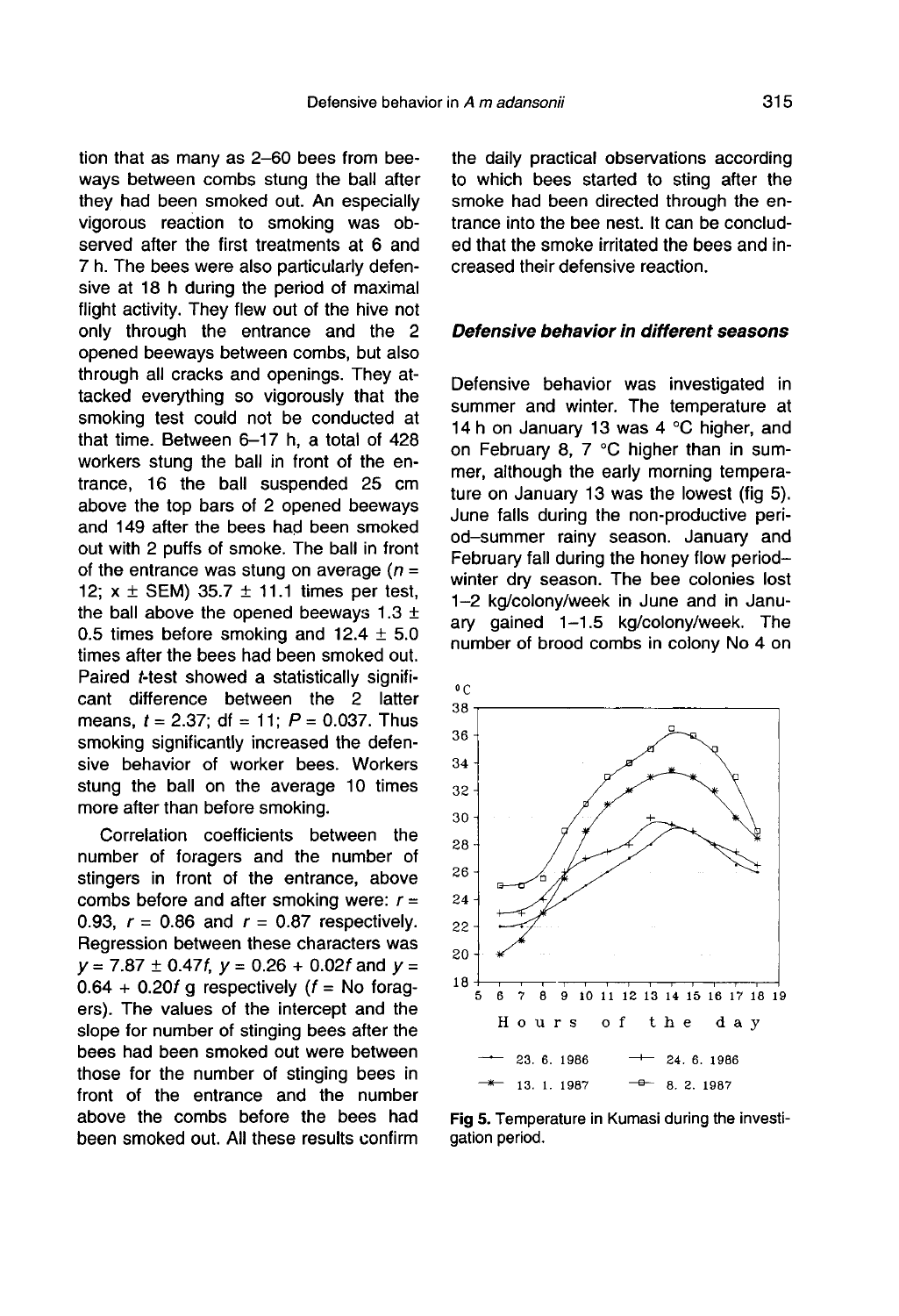tion that as many as 2–60 bees from beeways between combs stung the ball after they had been smoked out. An especially vigorous reaction to smoking was observed after the first treatments at 6 and 7 h. The bees were also particularly defensive at 18 h during the period of maximal flight activity. They flew out of the hive not only through the entrance and the 2 opened beeways between combs, but also through all cracks and openings. They attacked everything so vigorously that the smoking test could not be conducted at that time. Between 6–17 h, a total of 428 workers stung the ball in front of the entrance, 16 the ball suspended 25 cm above the top bars of 2 opened beeways and 149 after the bees had been smoked out with 2 puffs of smoke. The ball in front of the entrance was stung on average ($n$ = 12; x ± SEM) 35.7 ± 11.1 times per test, the ball above the opened beeways 1.3 ± 0.5 times before smoking and 12.4 ± 5.0 times after the bees had been smoked out. Paired $t$-test showed a statistically significant difference between the 2 latter means, $t = 2.37$; df = 11; $P = 0.037$. Thus smoking significantly increased the defensive behavior of worker bees. Workers stung the ball on the average 10 times more after than before smoking.

Correlation coefficients between the number of foragers and the number of stingers in front of the entrance, above combs before and after smoking were: $r$ = 0.93, $r$ = 0.86 and $r$ = 0.87 respectively. Regression between these characters was $y = 7.87 \pm 0.47f$, $y = 0.26 + 0.02f$ and $y = 0.64 + 0.20f$ g respectively ($f$ = No foragers). The values of the intercept and the slope for number of stinging bees after the bees had been smoked out were between those for the number of stinging bees in front of the entrance and the number above the combs before the bees had been smoked out. All these results confirm the daily practical observations according to which bees started to sting after the smoke had been directed through the entrance into the bee nest. It can be concluded that the smoke irritated the bees and increased their defensive reaction.

### *Defensive behavior in different seasons*

Defensive behavior was investigated in summer and winter. The temperature at 14 h on January 13 was 4 °C higher, and on February 8, 7 °C higher than in summer, although the early morning temperature on January 13 was the lowest (fig 5). June falls during the non-productive period–summer rainy season. January and February fall during the honey flow period–winter dry season. The bee colonies lost 1–2 kg/colony/week in June and in January gained 1–1.5 kg/colony/week. The number of brood combs in colony No 4 on

**Fig 5.** Temperature in Kumasi during the investigation period.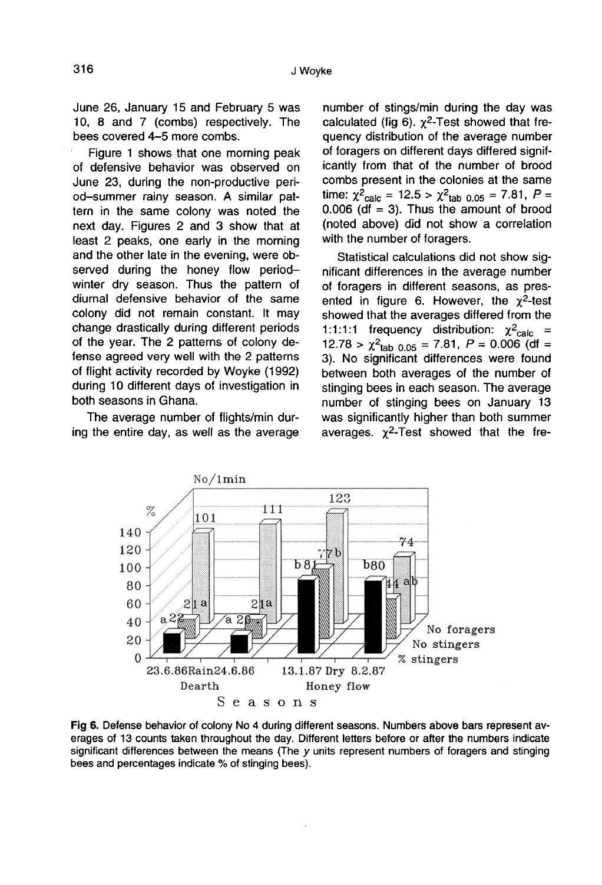June 26, January 15 and February 5 was 10, 8 and 7 (combs) respectively. The bees covered 4–5 more combs.

Figure 1 shows that one morning peak of defensive behavior was observed on June 23, during the non-productive period–summer rainy season. A similar pattern in the same colony was noted the next day. Figures 2 and 3 show that at least 2 peaks, one early in the morning and the other late in the evening, were observed during the honey flow period–winter dry season. Thus the pattern of diurnal defensive behavior of the same colony did not remain constant. It may change drastically during different periods of the year. The 2 patterns of colony defense agreed very well with the 2 patterns of flight activity recorded by Woyke (1992) during 10 different days of investigation in both seasons in Ghana.

The average number of flights/min during the entire day, as well as the average number of stings/min during the day was calculated (fig 6). $\chi^2$-Test showed that frequency distribution of the average number of foragers on different days differed significantly from that of the number of brood combs present in the colonies at the same time: $\chi^2_{calc} = 12.5 > \chi^2_{tab\ 0.05} = 7.81$, $P = 0.006$ (df = 3). Thus the amount of brood (noted above) did not show a correlation with the number of foragers.

Statistical calculations did not show significant differences in the average number of foragers in different seasons, as presented in figure 6. However, the $\chi^2$-test showed that the averages differed from the 1:1:1:1 frequency distribution: $\chi^2_{calc} = 12.78 > \chi^2_{tab\ 0.05} = 7.81$, $P = 0.006$ (df = 3). No significant differences were found between both averages of the number of stinging bees in each season. The average number of stinging bees on January 13 was significantly higher than both summer averages. $\chi^2$-Test showed that the fre-

**Fig 6.** Defense behavior of colony No 4 during different seasons. Numbers above bars represent averages of 13 counts taken throughout the day. Different letters before or after the numbers indicate significant differences between the means (The *y* units represent numbers of foragers and stinging bees and percentages indicate % of stinging bees).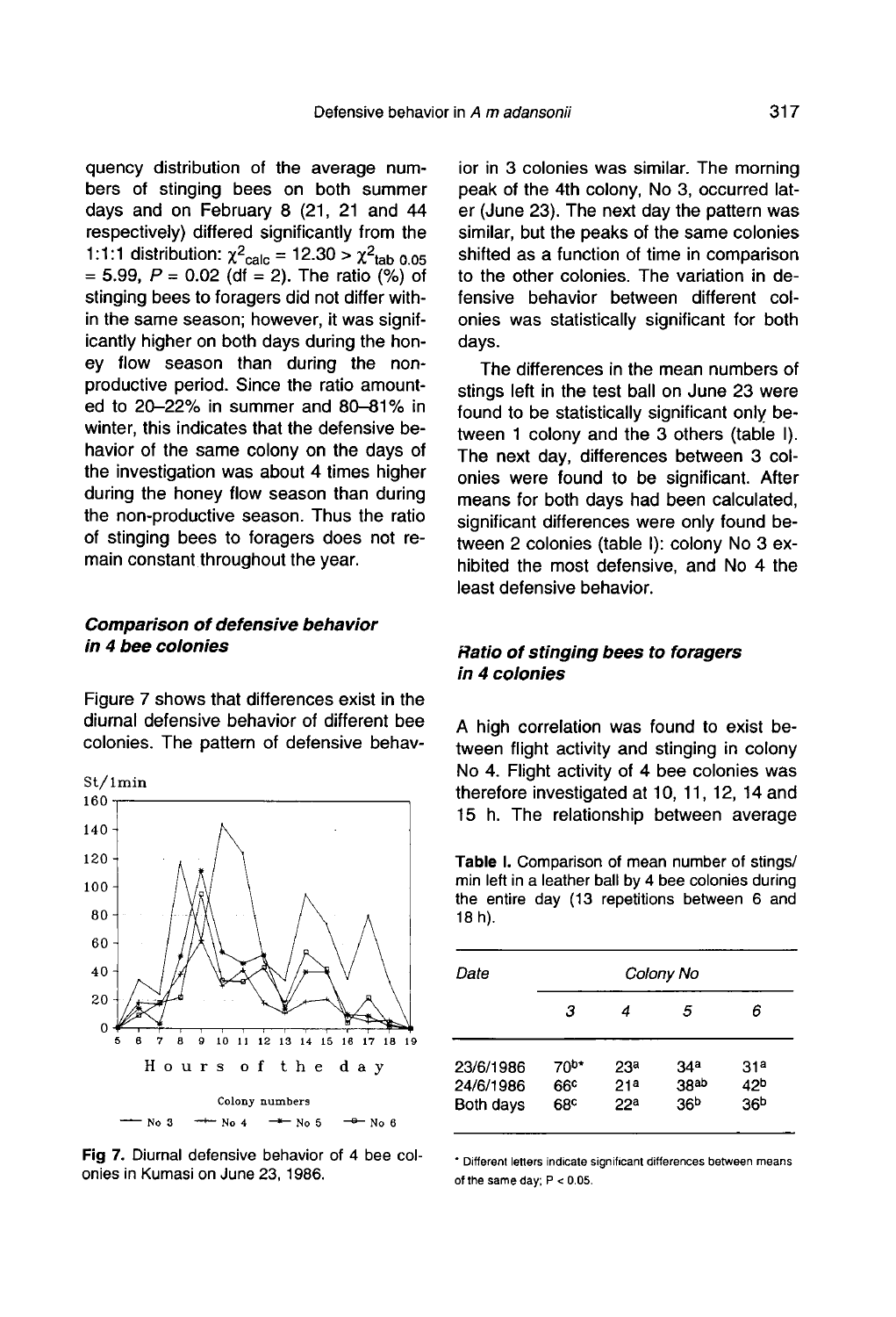quency distribution of the average numbers of stinging bees on both summer days and on February 8 (21, 21 and 44 respectively) differed significantly from the 1:1:1 distribution: $\chi^2_{calc} = 12.30 > \chi^2_{tab\ 0.05} = 5.99$, $P = 0.02$ (df = 2). The ratio (%) of stinging bees to foragers did not differ within the same season; however, it was significantly higher on both days during the honey flow season than during the non-productive period. Since the ratio amounted to 20–22% in summer and 80–81% in winter, this indicates that the defensive behavior of the same colony on the days of the investigation was about 4 times higher during the honey flow season than during the non-productive season. Thus the ratio of stinging bees to foragers does not remain constant throughout the year.

### *Comparison of defensive behavior in 4 bee colonies*

Figure 7 shows that differences exist in the diurnal defensive behavior of different bee colonies. The pattern of defensive behavior in 3 colonies was similar. The morning peak of the 4th colony, No 3, occurred later (June 23). The next day the pattern was similar, but the peaks of the same colonies shifted as a function of time in comparison to the other colonies. The variation in defensive behavior between different colonies was statistically significant for both days.

Fig 7. Diurnal defensive behavior of 4 bee colonies in Kumasi on June 23, 1986.

The differences in the mean numbers of stings left in the test ball on June 23 were found to be statistically significant only between 1 colony and the 3 others (table I). The next day, differences between 3 colonies were found to be significant. After means for both days had been calculated, significant differences were only found between 2 colonies (table I): colony No 3 exhibited the most defensive, and No 4 the least defensive behavior.

### *Ratio of stinging bees to foragers in 4 colonies*

A high correlation was found to exist between flight activity and stinging in colony No 4. Flight activity of 4 bee colonies was therefore investigated at 10, 11, 12, 14 and 15 h. The relationship between average

**Table I.** Comparison of mean number of stings/min left in a leather ball by 4 bee colonies during the entire day (13 repetitions between 6 and 18 h).

| Date | Colony No | | | |
|---|---|---|---|---|
| | 3 | 4 | 5 | 6 |
| 23/6/1986 | 70[b*] | 23[a] | 34[a] | 31[a] |
| 24/6/1986 | 66[c] | 21[a] | 38[ab] | 42[b] |
| Both days | 68[c] | 22[a] | 36[b] | 36[b] |

* Different letters indicate significant differences between means of the same day; $P < 0.05$.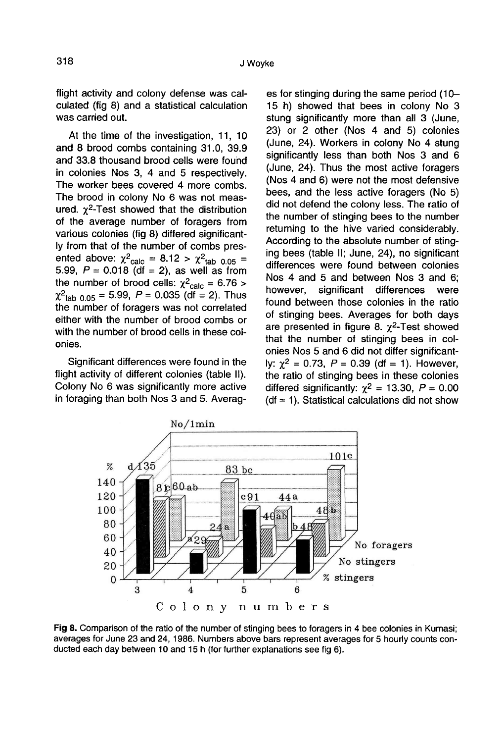flight activity and colony defense was calculated (fig 8) and a statistical calculation was carried out.

At the time of the investigation, 11, 10 and 8 brood combs containing 31.0, 39.9 and 33.8 thousand brood cells were found in colonies Nos 3, 4 and 5 respectively. The worker bees covered 4 more combs. The brood in colony No 6 was not measured. $\chi^2$-Test showed that the distribution of the average number of foragers from various colonies (fig 8) differed significantly from that of the number of combs presented above: $\chi^2_{calc} = 8.12 > \chi^2_{tab\ 0.05} = 5.99$, $P = 0.018$ (df = 2), as well as from the number of brood cells: $\chi^2_{calc} = 6.76 > \chi^2_{tab\ 0.05} = 5.99$, $P = 0.035$ (df = 2). Thus the number of foragers was not correlated either with the number of brood combs or with the number of brood cells in these colonies.

Significant differences were found in the flight activity of different colonies (table II). Colony No 6 was significantly more active in foraging than both Nos 3 and 5. Averages for stinging during the same period (10–15 h) showed that bees in colony No 3 stung significantly more than all 3 (June, 23) or 2 other (Nos 4 and 5) colonies (June, 24). Workers in colony No 4 stung significantly less than both Nos 3 and 6 (June, 24). Thus the most active foragers (Nos 4 and 6) were not the most defensive bees, and the less active foragers (No 5) did not defend the colony less. The ratio of the number of stinging bees to the number returning to the hive varied considerably. According to the absolute number of stinging bees (table II; June, 24), no significant differences were found between colonies Nos 4 and 5 and between Nos 3 and 6; however, significant differences were found between those colonies in the ratio of stinging bees. Averages for both days are presented in figure 8. $\chi^2$-Test showed that the number of stinging bees in colonies Nos 5 and 6 did not differ significantly: $\chi^2 = 0.73$, $P = 0.39$ (df = 1). However, the ratio of stinging bees in these colonies differed significantly: $\chi^2 = 13.30$, $P = 0.00$ (df = 1). Statistical calculations did not show

**Fig 8.** Comparison of the ratio of the number of stinging bees to foragers in 4 bee colonies in Kumasi; averages for June 23 and 24, 1986. Numbers above bars represent averages for 5 hourly counts conducted each day between 10 and 15 h (for further explanations see fig 6).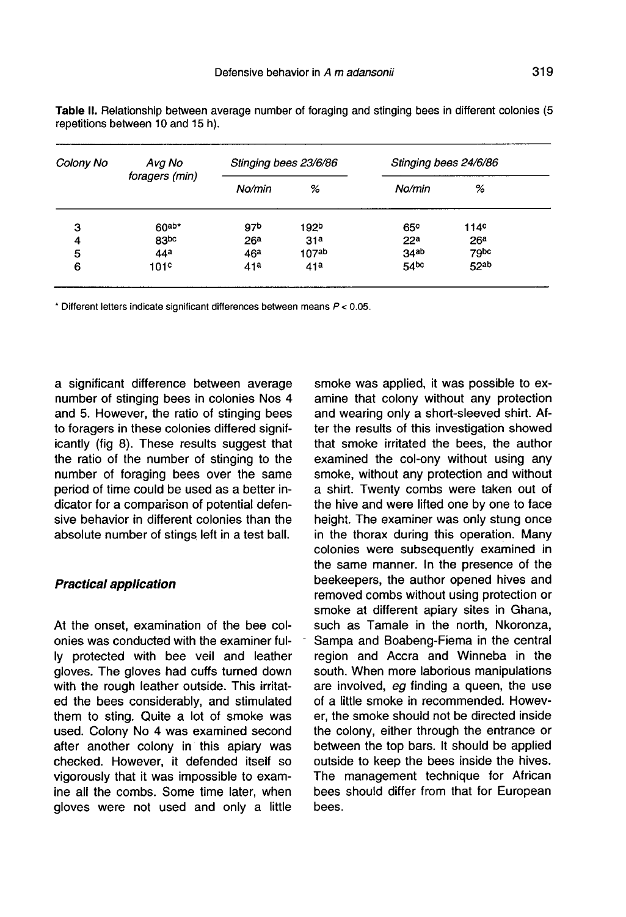**Table II.** Relationship between average number of foraging and stinging bees in different colonies (5 repetitions between 10 and 15 h).

| Colony No | Avg No foragers (min) | Stinging bees 23/6/86 | | Stinging bees 24/6/86 | |
|---|---|---|---|---|---|
| | | No/min | % | No/min | % |
| 3 | 60[ab]* | 97[b] | 192[b] | 65[c] | 114[c] |
| 4 | 83[bc] | 26[a] | 31[a] | 22[a] | 26[a] |
| 5 | 44[a] | 46[a] | 107[ab] | 34[ab] | 79[bc] |
| 6 | 101[c] | 41[a] | 41[a] | 54[bc] | 52[ab] |

* Different letters indicate significant differences between means $P < 0.05$.

a significant difference between average number of stinging bees in colonies Nos 4 and 5. However, the ratio of stinging bees to foragers in these colonies differed significantly (fig 8). These results suggest that the ratio of the number of stinging to the number of foraging bees over the same period of time could be used as a better indicator for a comparison of potential defensive behavior in different colonies than the absolute number of stings left in a test ball.

### *Practical application*

At the onset, examination of the bee colonies was conducted with the examiner fully protected with bee veil and leather gloves. The gloves had cuffs turned down with the rough leather outside. This irritated the bees considerably, and stimulated them to sting. Quite a lot of smoke was used. Colony No 4 was examined second after another colony in this apiary was checked. However, it defended itself so vigorously that it was impossible to examine all the combs. Some time later, when gloves were not used and only a little smoke was applied, it was possible to examine that colony without any protection and wearing only a short-sleeved shirt. After the results of this investigation showed that smoke irritated the bees, the author examined the col-ony without using any smoke, without any protection and without a shirt. Twenty combs were taken out of the hive and were lifted one by one to face height. The examiner was only stung once in the thorax during this operation. Many colonies were subsequently examined in the same manner. In the presence of the beekeepers, the author opened hives and removed combs without using protection or smoke at different apiary sites in Ghana, such as Tamale in the north, Nkoronza, Sampa and Boabeng-Fiema in the central region and Accra and Winneba in the south. When more laborious manipulations are involved, *eg* finding a queen, the use of a little smoke in recommended. However, the smoke should not be directed inside the colony, either through the entrance or between the top bars. It should be applied outside to keep the bees inside the hives. The management technique for African bees should differ from that for European bees.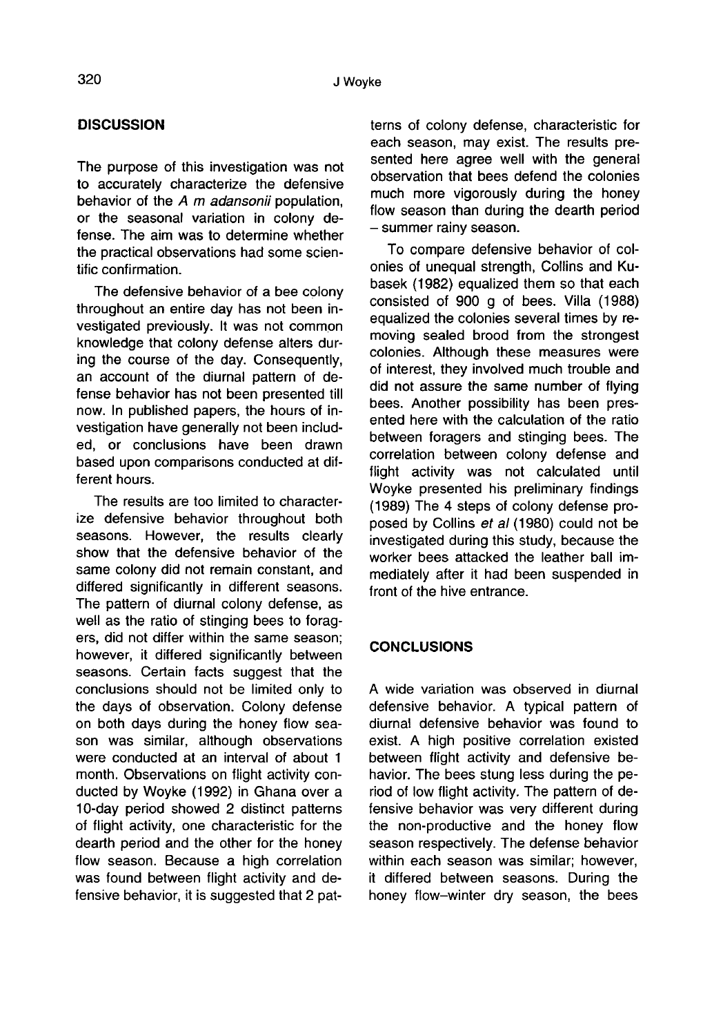## DISCUSSION

The purpose of this investigation was not to accurately characterize the defensive behavior of the *A m adansonii* population, or the seasonal variation in colony defense. The aim was to determine whether the practical observations had some scientific confirmation.

The defensive behavior of a bee colony throughout an entire day has not been investigated previously. It was not common knowledge that colony defense alters during the course of the day. Consequently, an account of the diurnal pattern of defense behavior has not been presented till now. In published papers, the hours of investigation have generally not been included, or conclusions have been drawn based upon comparisons conducted at different hours.

The results are too limited to characterize defensive behavior throughout both seasons. However, the results clearly show that the defensive behavior of the same colony did not remain constant, and differed significantly in different seasons. The pattern of diurnal colony defense, as well as the ratio of stinging bees to foragers, did not differ within the same season; however, it differed significantly between seasons. Certain facts suggest that the conclusions should not be limited only to the days of observation. Colony defense on both days during the honey flow season was similar, although observations were conducted at an interval of about 1 month. Observations on flight activity conducted by Woyke (1992) in Ghana over a 10-day period showed 2 distinct patterns of flight activity, one characteristic for the dearth period and the other for the honey flow season. Because a high correlation was found between flight activity and defensive behavior, it is suggested that 2 patterns of colony defense, characteristic for each season, may exist. The results presented here agree well with the general observation that bees defend the colonies much more vigorously during the honey flow season than during the dearth period – summer rainy season.

To compare defensive behavior of colonies of unequal strength, Collins and Kubasek (1982) equalized them so that each consisted of 900 g of bees. Villa (1988) equalized the colonies several times by removing sealed brood from the strongest colonies. Although these measures were of interest, they involved much trouble and did not assure the same number of flying bees. Another possibility has been presented here with the calculation of the ratio between foragers and stinging bees. The correlation between colony defense and flight activity was not calculated until Woyke presented his preliminary findings (1989) The 4 steps of colony defense proposed by Collins *et al* (1980) could not be investigated during this study, because the worker bees attacked the leather ball immediately after it had been suspended in front of the hive entrance.

## CONCLUSIONS

A wide variation was observed in diurnal defensive behavior. A typical pattern of diurnal defensive behavior was found to exist. A high positive correlation existed between flight activity and defensive behavior. The bees stung less during the period of low flight activity. The pattern of defensive behavior was very different during the non-productive and the honey flow season respectively. The defense behavior within each season was similar; however, it differed between seasons. During the honey flow–winter dry season, the bees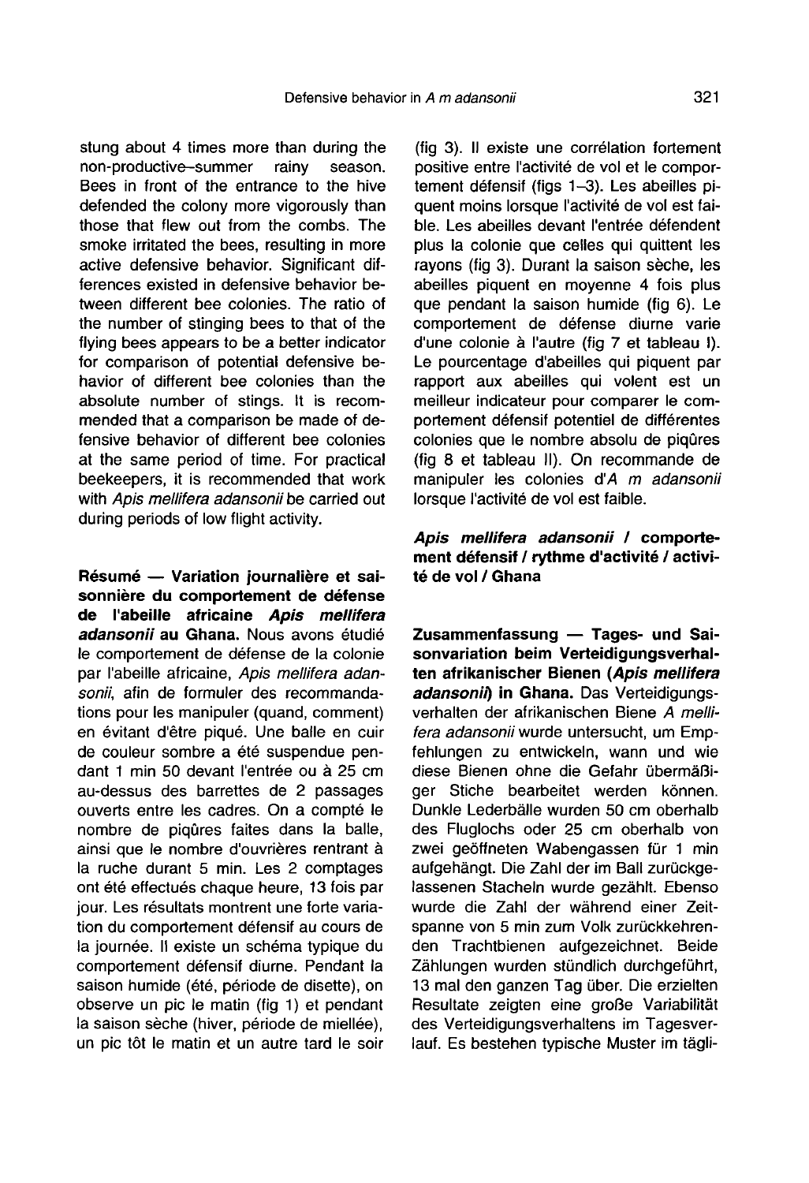stung about 4 times more than during the non-productive–summer rainy season. Bees in front of the entrance to the hive defended the colony more vigorously than those that flew out from the combs. The smoke irritated the bees, resulting in more active defensive behavior. Significant differences existed in defensive behavior between different bee colonies. The ratio of the number of stinging bees to that of the flying bees appears to be a better indicator for comparison of potential defensive behavior of different bee colonies than the absolute number of stings. It is recommended that a comparison be made of defensive behavior of different bee colonies at the same period of time. For practical beekeepers, it is recommended that work with *Apis mellifera adansonii* be carried out during periods of low flight activity.

**Résumé — Variation journalière et saisonnière du comportement de défense de l'abeille africaine *Apis mellifera adansonii* au Ghana.** Nous avons étudié le comportement de défense de la colonie par l'abeille africaine, *Apis mellifera adansonii*, afin de formuler des recommandations pour les manipuler (quand, comment) en évitant d'être piqué. Une balle en cuir de couleur sombre a été suspendue pendant 1 min 50 devant l'entrée ou à 25 cm au-dessus des barrettes de 2 passages ouverts entre les cadres. On a compté le nombre de piqûres faites dans la balle, ainsi que le nombre d'ouvrières rentrant à la ruche durant 5 min. Les 2 comptages ont été effectués chaque heure, 13 fois par jour. Les résultats montrent une forte variation du comportement défensif au cours de la journée. Il existe un schéma typique du comportement défensif diurne. Pendant la saison humide (été, période de disette), on observe un pic le matin (fig 1) et pendant la saison sèche (hiver, période de miellée), un pic tôt le matin et un autre tard le soir (fig 3). Il existe une corrélation fortement positive entre l'activité de vol et le comportement défensif (figs 1–3). Les abeilles piquent moins lorsque l'activité de vol est faible. Les abeilles devant l'entrée défendent plus la colonie que celles qui quittent les rayons (fig 3). Durant la saison sèche, les abeilles piquent en moyenne 4 fois plus que pendant la saison humide (fig 6). Le comportement de défense diurne varie d'une colonie à l'autre (fig 7 et tableau I). Le pourcentage d'abeilles qui piquent par rapport aux abeilles qui volent est un meilleur indicateur pour comparer le comportement défensif potentiel de différentes colonies que le nombre absolu de piqûres (fig 8 et tableau II). On recommande de manipuler les colonies d'*A m adansonii* lorsque l'activité de vol est faible.

***Apis mellifera adansonii* / comportement défensif / rythme d'activité / activité de vol / Ghana**

**Zusammenfassung — Tages- und Saisonvariation beim Verteidigungsverhalten afrikanischer Bienen (*Apis mellifera adansonii*) in Ghana.** Das Verteidigungsverhalten der afrikanischen Biene *A mellifera adansonii* wurde untersucht, um Empfehlungen zu entwickeln, wann und wie diese Bienen ohne die Gefahr übermäßiger Stiche bearbeitet werden können. Dunkle Lederbälle wurden 50 cm oberhalb des Fluglochs oder 25 cm oberhalb von zwei geöffneten Wabengassen für 1 min aufgehängt. Die Zahl der im Ball zurückgelassenen Stacheln wurde gezählt. Ebenso wurde die Zahl der während einer Zeitspanne von 5 min zum Volk zurückkehrenden Trachtbienen aufgezeichnet. Beide Zählungen wurden stündlich durchgeführt, 13 mal den ganzen Tag über. Die erzielten Resultate zeigten eine große Variabilität des Verteidigungsverhaltens im Tagesverlauf. Es bestehen typische Muster im tägli-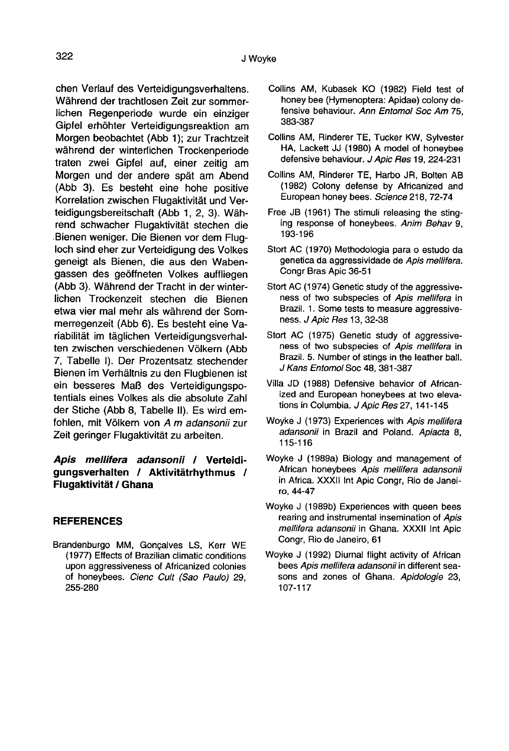chen Verlauf des Verteidigungsverhaltens. Während der trachtlosen Zeit zur sommerlichen Regenperiode wurde ein einziger Gipfel erhöhter Verteidigungsreaktion am Morgen beobachtet (Abb 1); zur Trachtzeit während der winterlichen Trockenperiode traten zwei Gipfel auf, einer zeitig am Morgen und der andere spät am Abend (Abb 3). Es besteht eine hohe positive Korrelation zwischen Flugaktivität und Verteidigungsbereitschaft (Abb 1, 2, 3). Während schwacher Flugaktivität stechen die Bienen weniger. Die Bienen vor dem Flugloch sind eher zur Verteidigung des Volkes geneigt als Bienen, die aus den Wabengassen des geöffneten Volkes auffliegen (Abb 3). Während der Tracht in der winterlichen Trockenzeit stechen die Bienen etwa vier mal mehr als während der Sommerregenzeit (Abb 6). Es besteht eine Variabilität im täglichen Verteidigungsverhalten zwischen verschiedenen Völkern (Abb 7, Tabelle I). Der Prozentsatz stechender Bienen im Verhältnis zu den Flugbienen ist ein besseres Maß des Verteidigungspotentials eines Volkes als die absolute Zahl der Stiche (Abb 8, Tabelle II). Es wird emfohlen, mit Völkern von *A m adansonii* zur Zeit geringer Flugaktivität zu arbeiten.

***Apis mellifera adansonii* / Verteidigungsverhalten / Aktivitätrhythmus / Flugaktivität / Ghana**

## REFERENCES

Brandenburgo MM, Gonçalves LS, Kerr WE (1977) Effects of Brazilian climatic conditions upon aggressiveness of Africanized colonies of honeybees. *Cienc Cult (Sao Paulo)* 29, 255-280

Collins AM, Kubasek KO (1982) Field test of honey bee (Hymenoptera: Apidae) colony defensive behaviour. *Ann Entomol Soc Am* 75, 383-387

Collins AM, Rinderer TE, Tucker KW, Sylvester HA, Lackett JJ (1980) A model of honeybee defensive behaviour. *J Apic Res* 19, 224-231

Collins AM, Rinderer TE, Harbo JR, Bolten AB (1982) Colony defense by Africanized and European honey bees. *Science* 218, 72-74

Free JB (1961) The stimuli releasing the stinging response of honeybees. *Anim Behav* 9, 193-196

Stort AC (1970) Methodologia para o estudo da genetica da aggressividade de *Apis mellifera*. Congr Bras Apic 36-51

Stort AC (1974) Genetic study of the aggressiveness of two subspecies of *Apis mellifera* in Brazil. 1. Some tests to measure aggressiveness. *J Apic Res* 13, 32-38

Stort AC (1975) Genetic study of aggressiveness of two subspecies of *Apis mellifera* in Brazil. 5. Number of stings in the leather ball. *J Kans Entomol* Soc 48, 381-387

Villa JD (1988) Defensive behavior of Africanized and European honeybees at two elevations in Columbia. *J Apic Res* 27, 141-145

Woyke J (1973) Experiences with *Apis mellifera adansonii* in Brazil and Poland. *Apiacta* 8, 115-116

Woyke J (1989a) Biology and management of African honeybees *Apis mellifera adansonii* in Africa. XXXII Int Apic Congr, Rio de Janeiro, 44-47

Woyke J (1989b) Experiences with queen bees rearing and instrumental insemination of *Apis mellifera adansonii* in Ghana. XXXII Int Apic Congr, Rio de Janeiro, 61

Woyke J (1992) Diurnal flight activity of African bees *Apis mellifera adansonii* in different seasons and zones of Ghana. *Apidologie* 23, 107-117